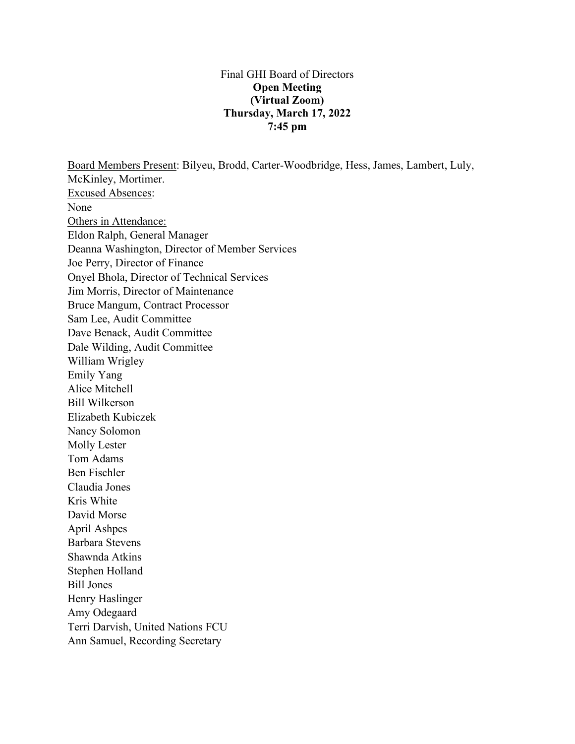Final GHI Board of Directors

**Open Meeting**

**(Virtual Zoom)**

**Thursday, March 17, 2022**

**7:45 pm**

<u>Board Members Present</u>: Bilyeu, Brodd, Carter-Woodbridge, Hess, James, Lambert, Luly, McKinley, Mortimer.

<u>Excused Absences</u>:

None

<u>Others in Attendance:</u>

Eldon Ralph, General Manager

Deanna Washington, Director of Member Services

Joe Perry, Director of Finance

Onyel Bhola, Director of Technical Services

Jim Morris, Director of Maintenance

Bruce Mangum, Contract Processor

Sam Lee, Audit Committee

Dave Benack, Audit Committee

Dale Wilding, Audit Committee

William Wrigley

Emily Yang

Alice Mitchell

Bill Wilkerson

Elizabeth Kubiczek

Nancy Solomon

Molly Lester

Tom Adams

Ben Fischler

Claudia Jones

Kris White

David Morse

April Ashpes

Barbara Stevens

Shawnda Atkins

Stephen Holland

Bill Jones

Henry Haslinger

Amy Odegaard

Terri Darvish, United Nations FCU

Ann Samuel, Recording Secretary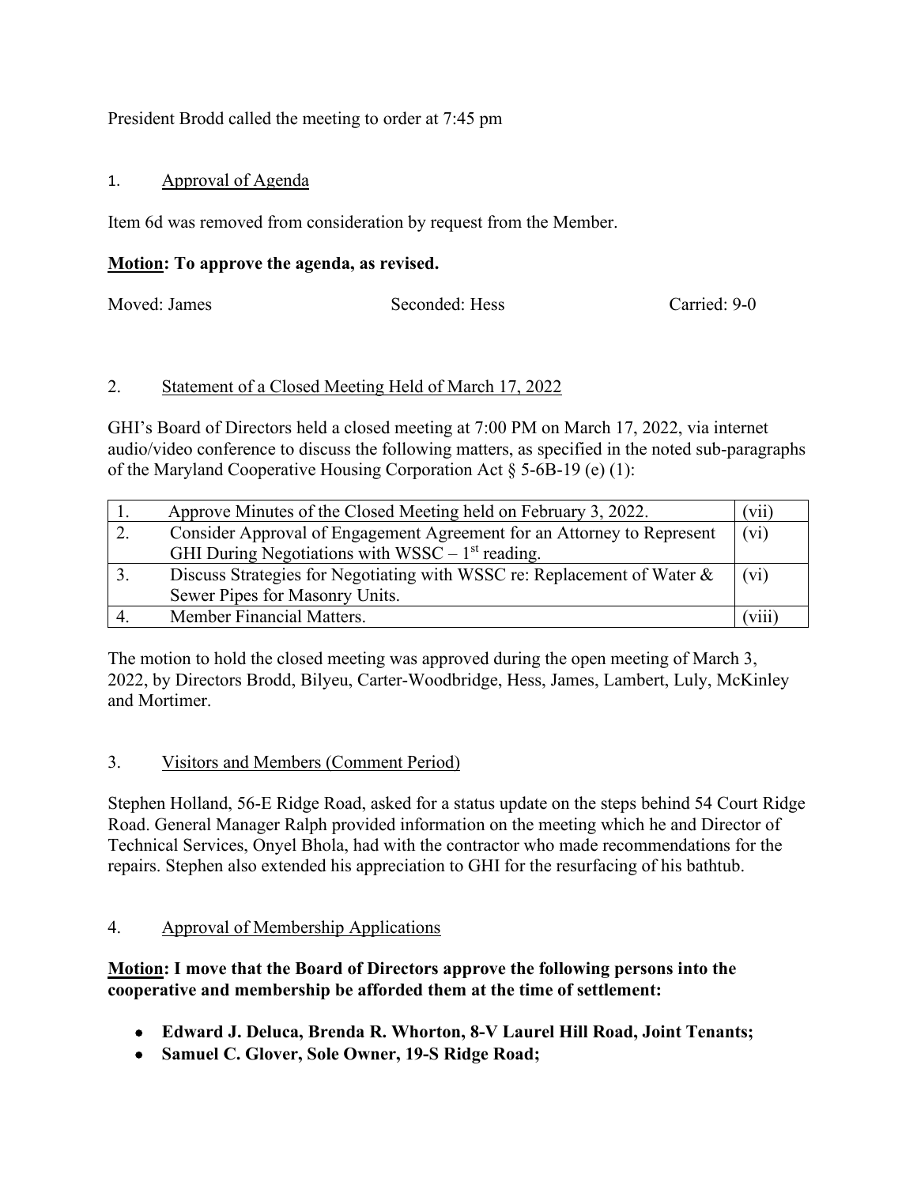President Brodd called the meeting to order at 7:45 pm

1. Approval of Agenda

Item 6d was removed from consideration by request from the Member.

**Motion: To approve the agenda, as revised.**

Moved: James  Seconded: Hess  Carried: 9-0

2. Statement of a Closed Meeting Held of March 17, 2022

GHI's Board of Directors held a closed meeting at 7:00 PM on March 17, 2022, via internet audio/video conference to discuss the following matters, as specified in the noted sub-paragraphs of the Maryland Cooperative Housing Corporation Act § 5-6B-19 (e) (1):

| | | |
|---|---|---|
| 1. | Approve Minutes of the Closed Meeting held on February 3, 2022. | (vii) |
| 2. | Consider Approval of Engagement Agreement for an Attorney to Represent GHI During Negotiations with WSSC – 1st reading. | (vi) |
| 3. | Discuss Strategies for Negotiating with WSSC re: Replacement of Water & Sewer Pipes for Masonry Units. | (vi) |
| 4. | Member Financial Matters. | (viii) |

The motion to hold the closed meeting was approved during the open meeting of March 3, 2022, by Directors Brodd, Bilyeu, Carter-Woodbridge, Hess, James, Lambert, Luly, McKinley and Mortimer.

3. Visitors and Members (Comment Period)

Stephen Holland, 56-E Ridge Road, asked for a status update on the steps behind 54 Court Ridge Road. General Manager Ralph provided information on the meeting which he and Director of Technical Services, Onyel Bhola, had with the contractor who made recommendations for the repairs. Stephen also extended his appreciation to GHI for the resurfacing of his bathtub.

4. Approval of Membership Applications

**Motion: I move that the Board of Directors approve the following persons into the cooperative and membership be afforded them at the time of settlement:**

- **Edward J. Deluca, Brenda R. Whorton, 8-V Laurel Hill Road, Joint Tenants;**
- **Samuel C. Glover, Sole Owner, 19-S Ridge Road;**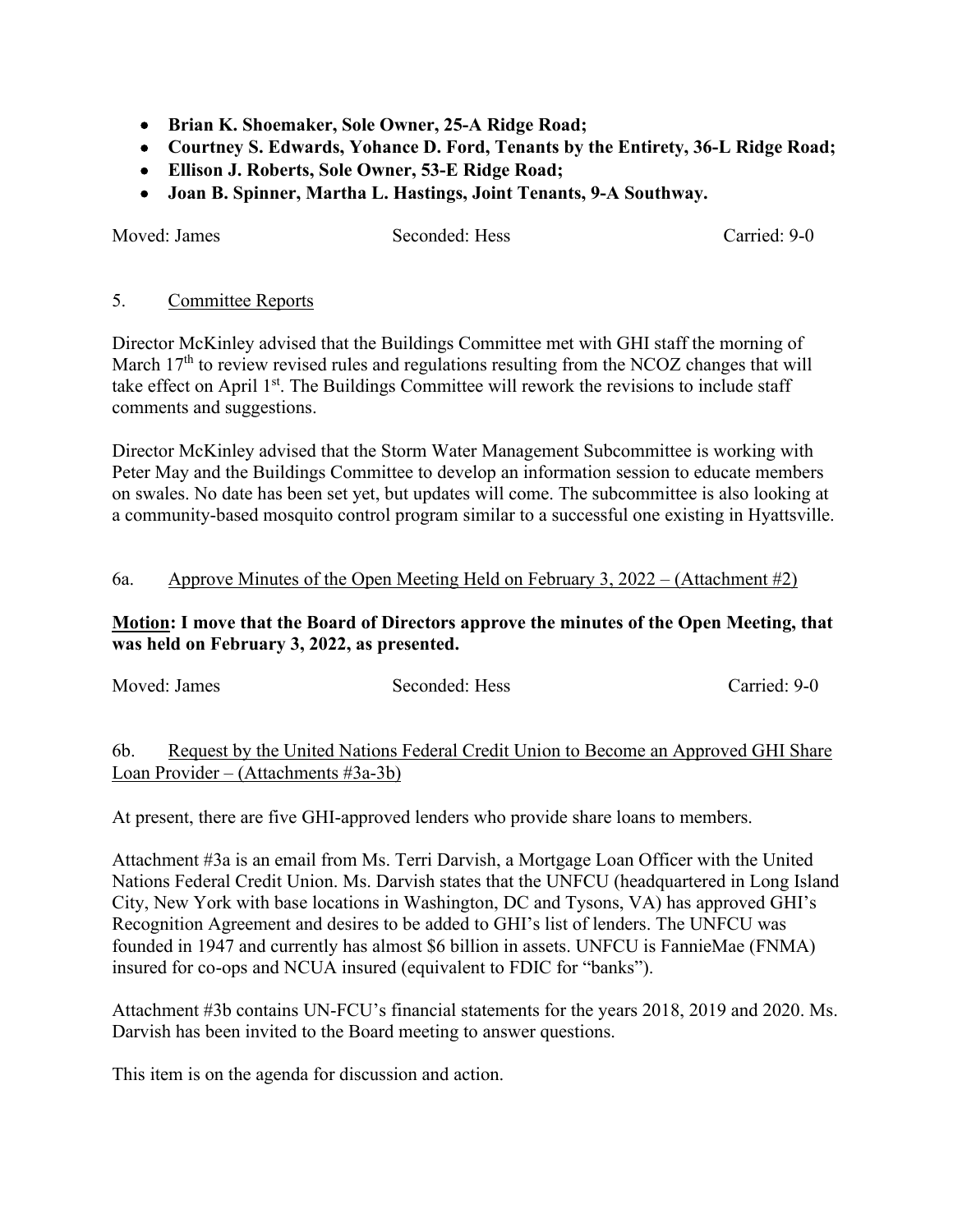- **Brian K. Shoemaker, Sole Owner, 25-A Ridge Road;**
- **Courtney S. Edwards, Yohance D. Ford, Tenants by the Entirety, 36-L Ridge Road;**
- **Ellison J. Roberts, Sole Owner, 53-E Ridge Road;**
- **Joan B. Spinner, Martha L. Hastings, Joint Tenants, 9-A Southway.**

Moved: James Seconded: Hess Carried: 9-0

5. Committee Reports

Director McKinley advised that the Buildings Committee met with GHI staff the morning of March 17th to review revised rules and regulations resulting from the NCOZ changes that will take effect on April 1st. The Buildings Committee will rework the revisions to include staff comments and suggestions.

Director McKinley advised that the Storm Water Management Subcommittee is working with Peter May and the Buildings Committee to develop an information session to educate members on swales. No date has been set yet, but updates will come. The subcommittee is also looking at a community-based mosquito control program similar to a successful one existing in Hyattsville.

6a. Approve Minutes of the Open Meeting Held on February 3, 2022 – (Attachment #2)

**Motion: I move that the Board of Directors approve the minutes of the Open Meeting, that was held on February 3, 2022, as presented.**

Moved: James Seconded: Hess Carried: 9-0

6b. Request by the United Nations Federal Credit Union to Become an Approved GHI Share Loan Provider – (Attachments #3a-3b)

At present, there are five GHI-approved lenders who provide share loans to members.

Attachment #3a is an email from Ms. Terri Darvish, a Mortgage Loan Officer with the United Nations Federal Credit Union. Ms. Darvish states that the UNFCU (headquartered in Long Island City, New York with base locations in Washington, DC and Tysons, VA) has approved GHI's Recognition Agreement and desires to be added to GHI's list of lenders. The UNFCU was founded in 1947 and currently has almost $6 billion in assets. UNFCU is FannieMae (FNMA) insured for co-ops and NCUA insured (equivalent to FDIC for "banks").

Attachment #3b contains UN-FCU's financial statements for the years 2018, 2019 and 2020. Ms. Darvish has been invited to the Board meeting to answer questions.

This item is on the agenda for discussion and action.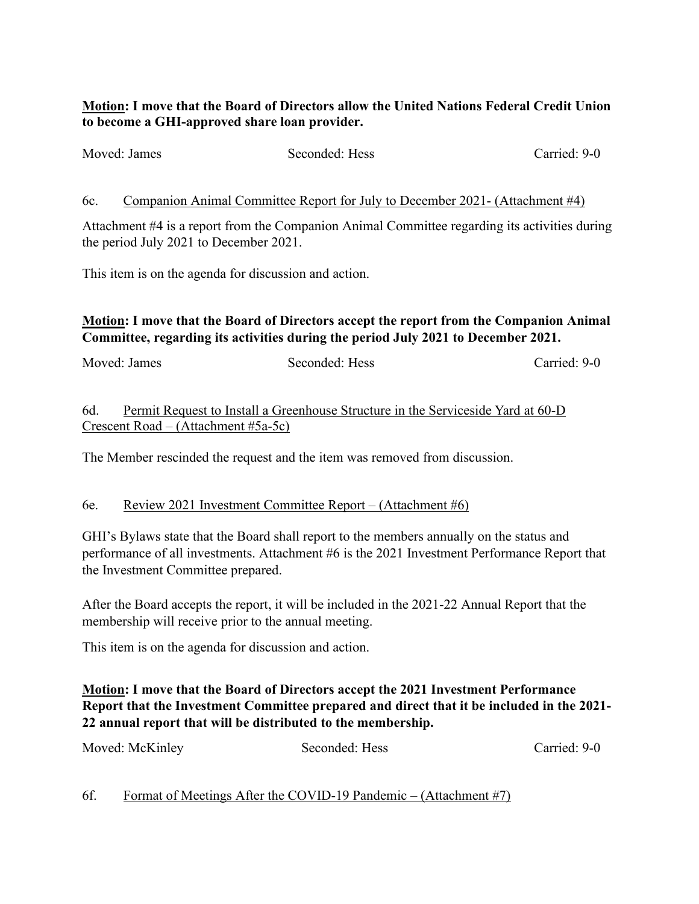**Motion: I move that the Board of Directors allow the United Nations Federal Credit Union to become a GHI-approved share loan provider.**

Moved: James Seconded: Hess Carried: 9-0

6c. Companion Animal Committee Report for July to December 2021- (Attachment #4)

Attachment #4 is a report from the Companion Animal Committee regarding its activities during the period July 2021 to December 2021.

This item is on the agenda for discussion and action.

**Motion: I move that the Board of Directors accept the report from the Companion Animal Committee, regarding its activities during the period July 2021 to December 2021.**

Moved: James Seconded: Hess Carried: 9-0

6d. Permit Request to Install a Greenhouse Structure in the Serviceside Yard at 60-D Crescent Road – (Attachment #5a-5c)

The Member rescinded the request and the item was removed from discussion.

6e. Review 2021 Investment Committee Report – (Attachment #6)

GHI's Bylaws state that the Board shall report to the members annually on the status and performance of all investments. Attachment #6 is the 2021 Investment Performance Report that the Investment Committee prepared.

After the Board accepts the report, it will be included in the 2021-22 Annual Report that the membership will receive prior to the annual meeting.

This item is on the agenda for discussion and action.

**Motion: I move that the Board of Directors accept the 2021 Investment Performance Report that the Investment Committee prepared and direct that it be included in the 2021-22 annual report that will be distributed to the membership.**

Moved: McKinley Seconded: Hess Carried: 9-0

6f. Format of Meetings After the COVID-19 Pandemic – (Attachment #7)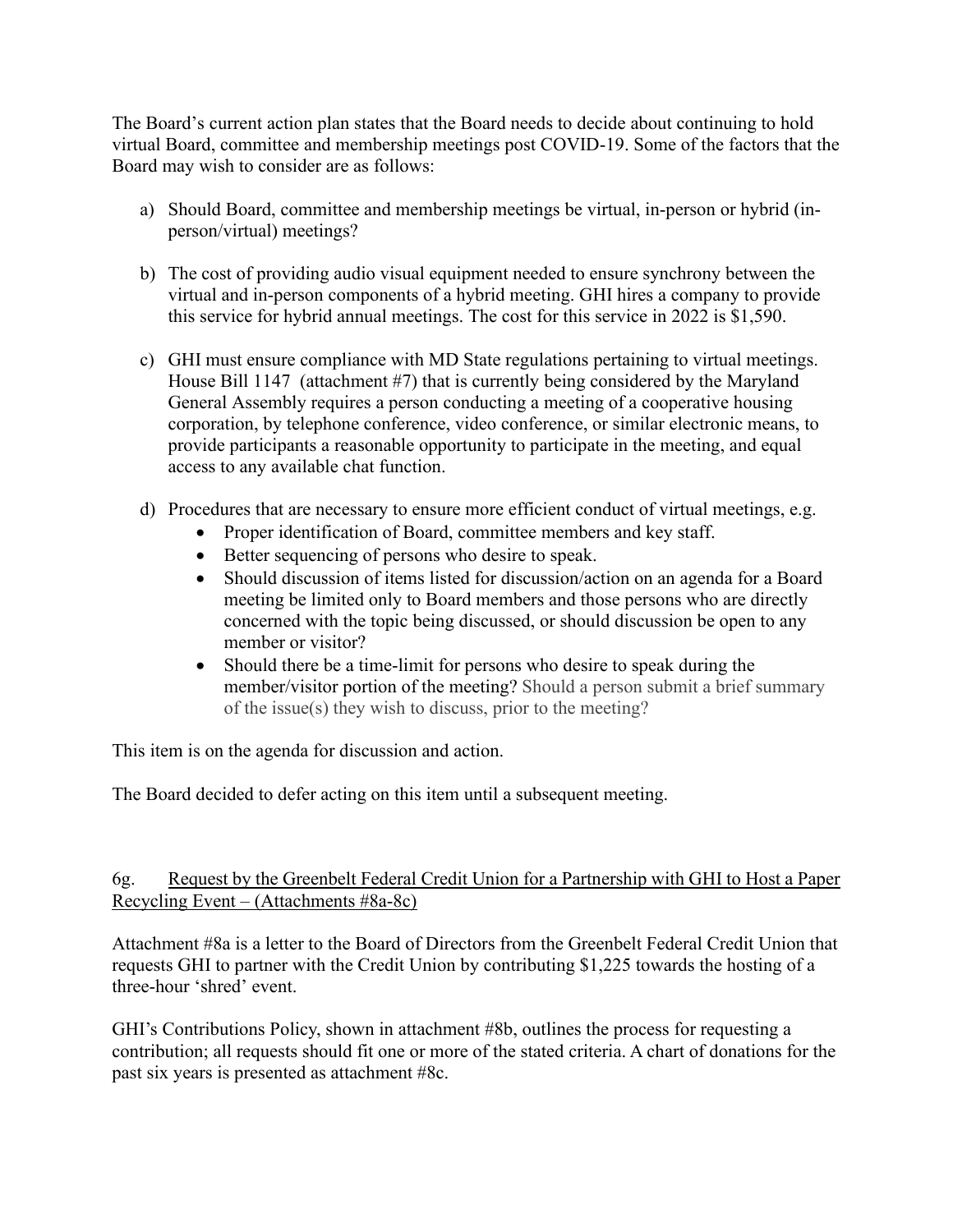The Board's current action plan states that the Board needs to decide about continuing to hold virtual Board, committee and membership meetings post COVID-19. Some of the factors that the Board may wish to consider are as follows:

a) Should Board, committee and membership meetings be virtual, in-person or hybrid (in-person/virtual) meetings?

b) The cost of providing audio visual equipment needed to ensure synchrony between the virtual and in-person components of a hybrid meeting. GHI hires a company to provide this service for hybrid annual meetings. The cost for this service in 2022 is $1,590.

c) GHI must ensure compliance with MD State regulations pertaining to virtual meetings. House Bill 1147 (attachment #7) that is currently being considered by the Maryland General Assembly requires a person conducting a meeting of a cooperative housing corporation, by telephone conference, video conference, or similar electronic means, to provide participants a reasonable opportunity to participate in the meeting, and equal access to any available chat function.

d) Procedures that are necessary to ensure more efficient conduct of virtual meetings, e.g.
   - Proper identification of Board, committee members and key staff.
   - Better sequencing of persons who desire to speak.
   - Should discussion of items listed for discussion/action on an agenda for a Board meeting be limited only to Board members and those persons who are directly concerned with the topic being discussed, or should discussion be open to any member or visitor?
   - Should there be a time-limit for persons who desire to speak during the member/visitor portion of the meeting? Should a person submit a brief summary of the issue(s) they wish to discuss, prior to the meeting?

This item is on the agenda for discussion and action.

The Board decided to defer acting on this item until a subsequent meeting.

6g. Request by the Greenbelt Federal Credit Union for a Partnership with GHI to Host a Paper Recycling Event – (Attachments #8a-8c)

Attachment #8a is a letter to the Board of Directors from the Greenbelt Federal Credit Union that requests GHI to partner with the Credit Union by contributing $1,225 towards the hosting of a three-hour 'shred' event.

GHI's Contributions Policy, shown in attachment #8b, outlines the process for requesting a contribution; all requests should fit one or more of the stated criteria. A chart of donations for the past six years is presented as attachment #8c.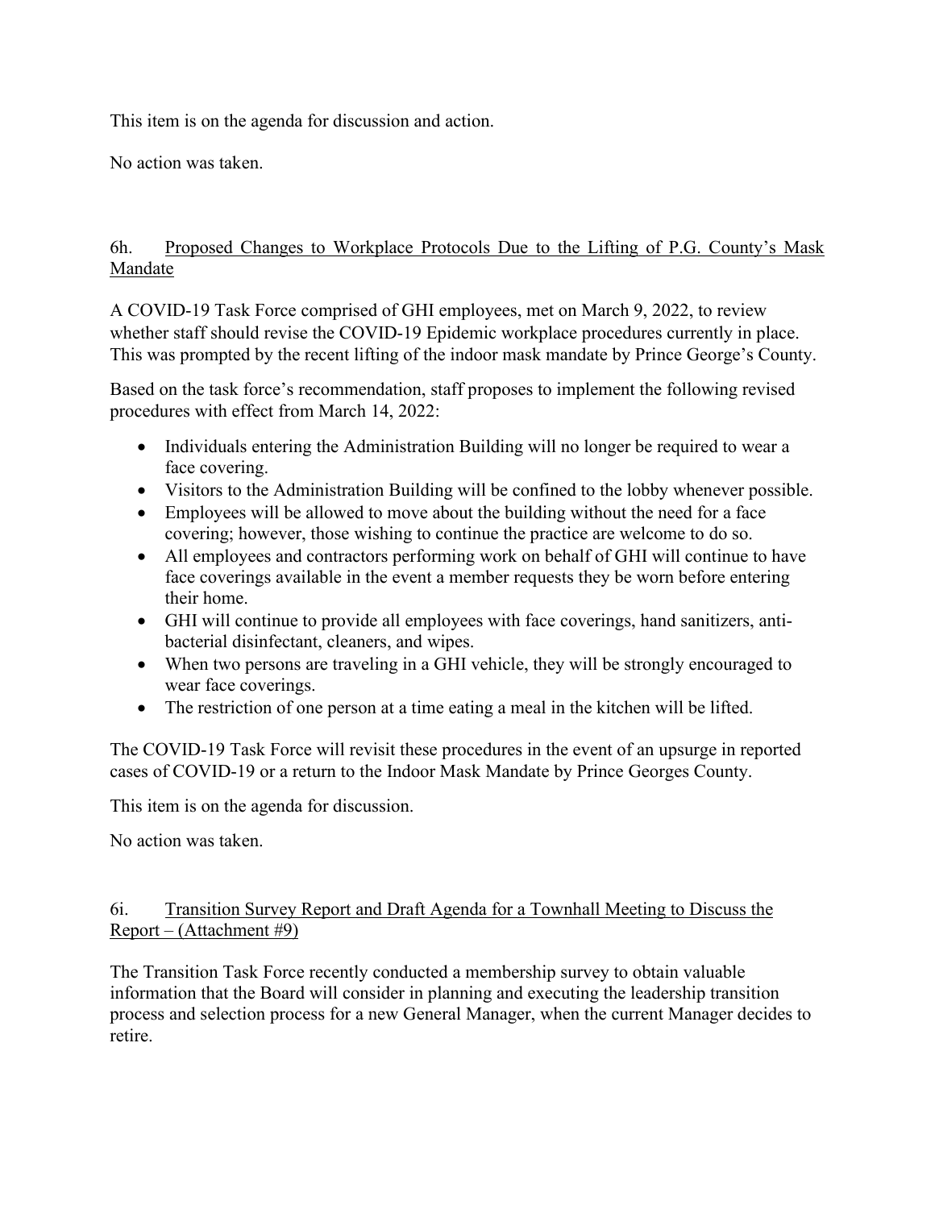This item is on the agenda for discussion and action.

No action was taken.

### 6h. Proposed Changes to Workplace Protocols Due to the Lifting of P.G. County's Mask Mandate

A COVID-19 Task Force comprised of GHI employees, met on March 9, 2022, to review whether staff should revise the COVID-19 Epidemic workplace procedures currently in place. This was prompted by the recent lifting of the indoor mask mandate by Prince George's County.

Based on the task force's recommendation, staff proposes to implement the following revised procedures with effect from March 14, 2022:

- Individuals entering the Administration Building will no longer be required to wear a face covering.
- Visitors to the Administration Building will be confined to the lobby whenever possible.
- Employees will be allowed to move about the building without the need for a face covering; however, those wishing to continue the practice are welcome to do so.
- All employees and contractors performing work on behalf of GHI will continue to have face coverings available in the event a member requests they be worn before entering their home.
- GHI will continue to provide all employees with face coverings, hand sanitizers, anti-bacterial disinfectant, cleaners, and wipes.
- When two persons are traveling in a GHI vehicle, they will be strongly encouraged to wear face coverings.
- The restriction of one person at a time eating a meal in the kitchen will be lifted.

The COVID-19 Task Force will revisit these procedures in the event of an upsurge in reported cases of COVID-19 or a return to the Indoor Mask Mandate by Prince Georges County.

This item is on the agenda for discussion.

No action was taken.

### 6i. Transition Survey Report and Draft Agenda for a Townhall Meeting to Discuss the Report – (Attachment #9)

The Transition Task Force recently conducted a membership survey to obtain valuable information that the Board will consider in planning and executing the leadership transition process and selection process for a new General Manager, when the current Manager decides to retire.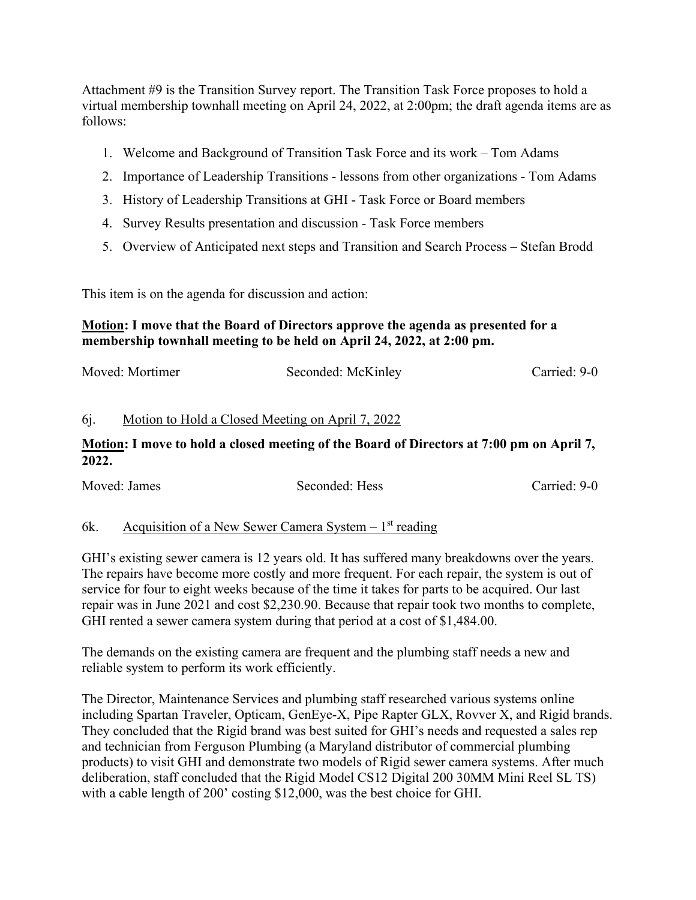Attachment #9 is the Transition Survey report. The Transition Task Force proposes to hold a virtual membership townhall meeting on April 24, 2022, at 2:00pm; the draft agenda items are as follows:

1. Welcome and Background of Transition Task Force and its work – Tom Adams
2. Importance of Leadership Transitions - lessons from other organizations - Tom Adams
3. History of Leadership Transitions at GHI - Task Force or Board members
4. Survey Results presentation and discussion - Task Force members
5. Overview of Anticipated next steps and Transition and Search Process – Stefan Brodd

This item is on the agenda for discussion and action:

**<u>Motion</u>: I move that the Board of Directors approve the agenda as presented for a membership townhall meeting to be held on April 24, 2022, at 2:00 pm.**

Moved: Mortimer Seconded: McKinley Carried: 9-0

6j. <u>Motion to Hold a Closed Meeting on April 7, 2022</u>

**<u>Motion</u>: I move to hold a closed meeting of the Board of Directors at 7:00 pm on April 7, 2022.**

Moved: James Seconded: Hess Carried: 9-0

6k. <u>Acquisition of a New Sewer Camera System – 1st reading</u>

GHI's existing sewer camera is 12 years old. It has suffered many breakdowns over the years. The repairs have become more costly and more frequent. For each repair, the system is out of service for four to eight weeks because of the time it takes for parts to be acquired. Our last repair was in June 2021 and cost $2,230.90. Because that repair took two months to complete, GHI rented a sewer camera system during that period at a cost of $1,484.00.

The demands on the existing camera are frequent and the plumbing staff needs a new and reliable system to perform its work efficiently.

The Director, Maintenance Services and plumbing staff researched various systems online including Spartan Traveler, Opticam, GenEye-X, Pipe Rapter GLX, Rovver X, and Rigid brands. They concluded that the Rigid brand was best suited for GHI's needs and requested a sales rep and technician from Ferguson Plumbing (a Maryland distributor of commercial plumbing products) to visit GHI and demonstrate two models of Rigid sewer camera systems. After much deliberation, staff concluded that the Rigid Model CS12 Digital 200 30MM Mini Reel SL TS) with a cable length of 200' costing $12,000, was the best choice for GHI.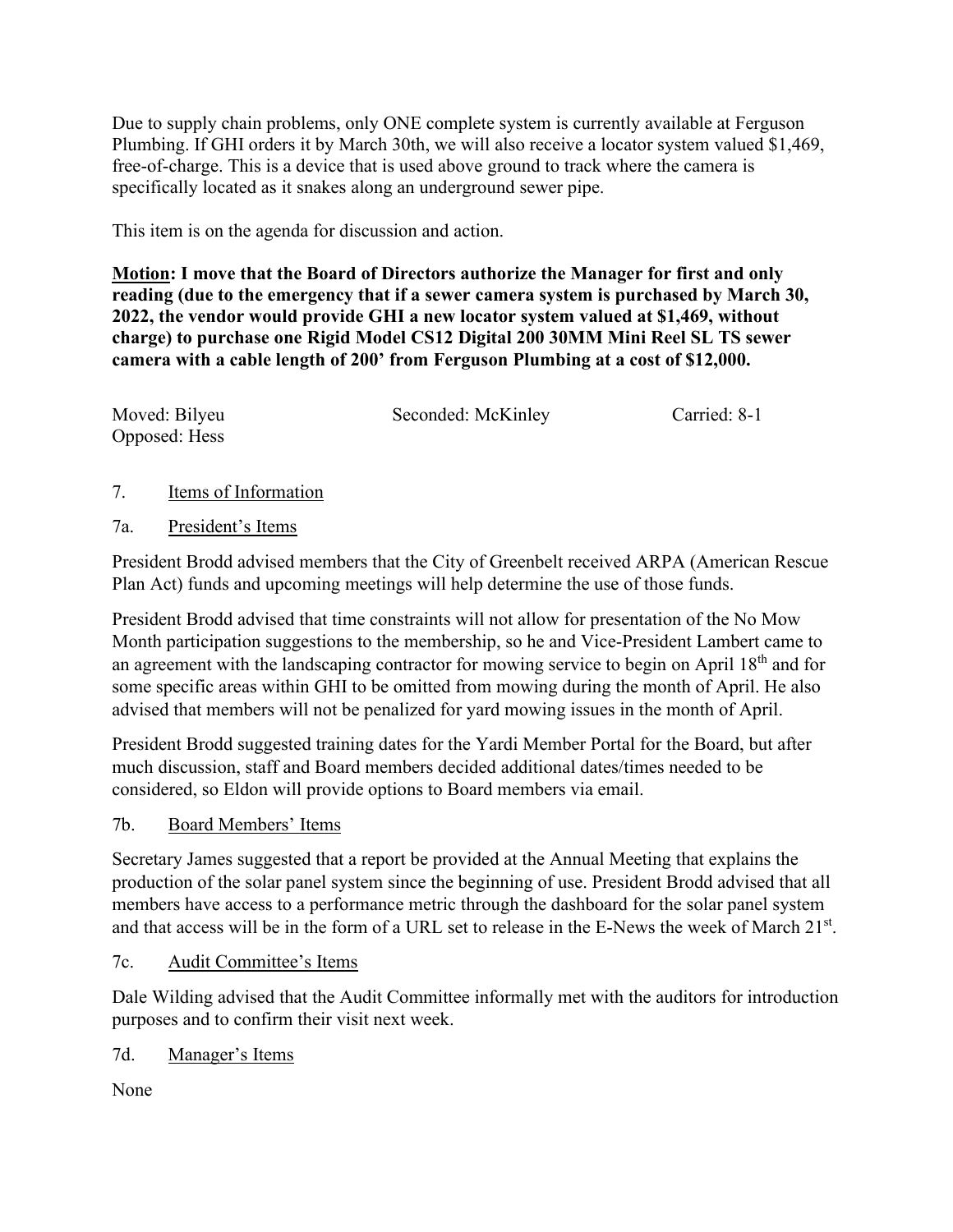Due to supply chain problems, only ONE complete system is currently available at Ferguson Plumbing. If GHI orders it by March 30th, we will also receive a locator system valued $1,469, free-of-charge. This is a device that is used above ground to track where the camera is specifically located as it snakes along an underground sewer pipe.

This item is on the agenda for discussion and action.

**Motion: I move that the Board of Directors authorize the Manager for first and only reading (due to the emergency that if a sewer camera system is purchased by March 30, 2022, the vendor would provide GHI a new locator system valued at $1,469, without charge) to purchase one Rigid Model CS12 Digital 200 30MM Mini Reel SL TS sewer camera with a cable length of 200' from Ferguson Plumbing at a cost of $12,000.**

Moved: Bilyeu | Seconded: McKinley | Carried: 8-1
Opposed: Hess

7. Items of Information

7a. President's Items

President Brodd advised members that the City of Greenbelt received ARPA (American Rescue Plan Act) funds and upcoming meetings will help determine the use of those funds.

President Brodd advised that time constraints will not allow for presentation of the No Mow Month participation suggestions to the membership, so he and Vice-President Lambert came to an agreement with the landscaping contractor for mowing service to begin on April 18th and for some specific areas within GHI to be omitted from mowing during the month of April. He also advised that members will not be penalized for yard mowing issues in the month of April.

President Brodd suggested training dates for the Yardi Member Portal for the Board, but after much discussion, staff and Board members decided additional dates/times needed to be considered, so Eldon will provide options to Board members via email.

7b. Board Members' Items

Secretary James suggested that a report be provided at the Annual Meeting that explains the production of the solar panel system since the beginning of use. President Brodd advised that all members have access to a performance metric through the dashboard for the solar panel system and that access will be in the form of a URL set to release in the E-News the week of March 21st.

7c. Audit Committee's Items

Dale Wilding advised that the Audit Committee informally met with the auditors for introduction purposes and to confirm their visit next week.

7d. Manager's Items

None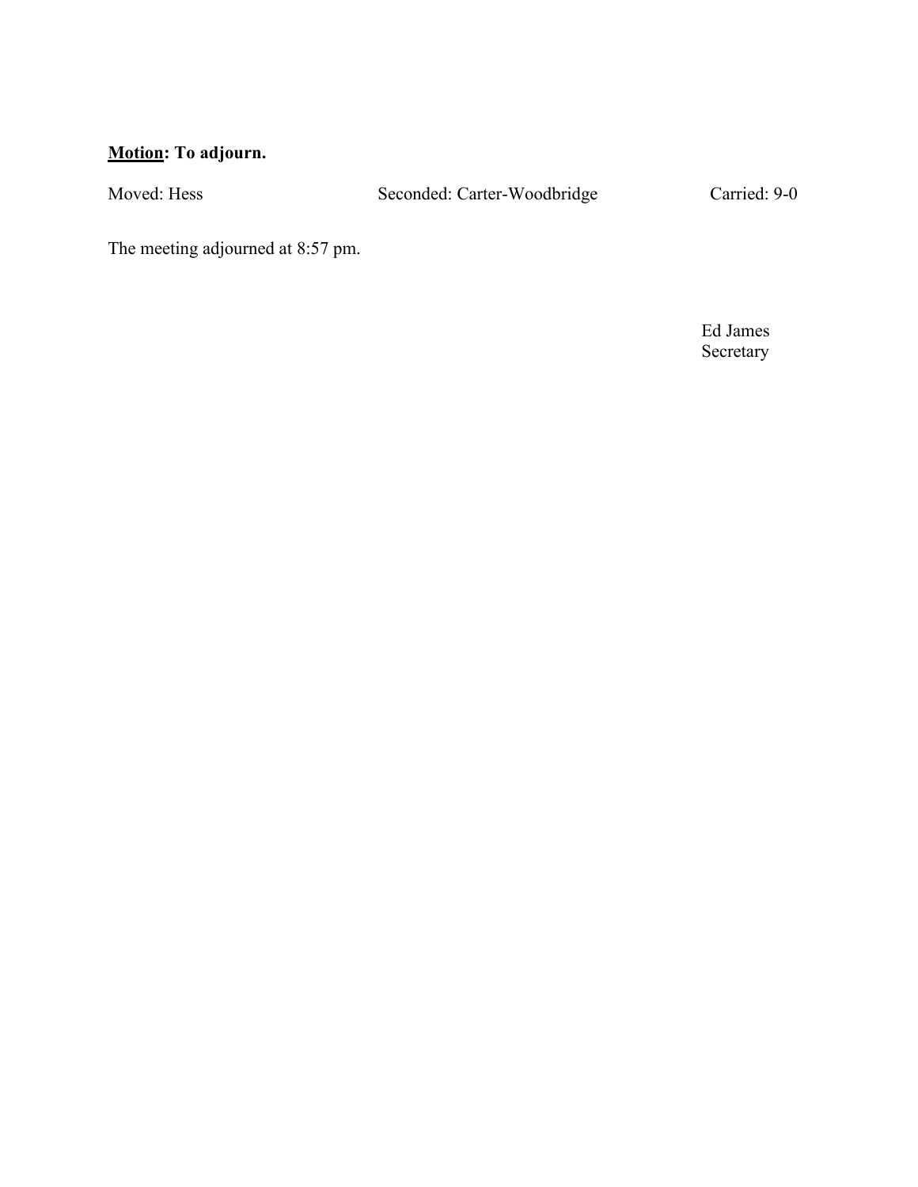**<u>Motion</u>: To adjourn.**

Moved: Hess Seconded: Carter-Woodbridge Carried: 9-0

The meeting adjourned at 8:57 pm.

Ed James
Secretary